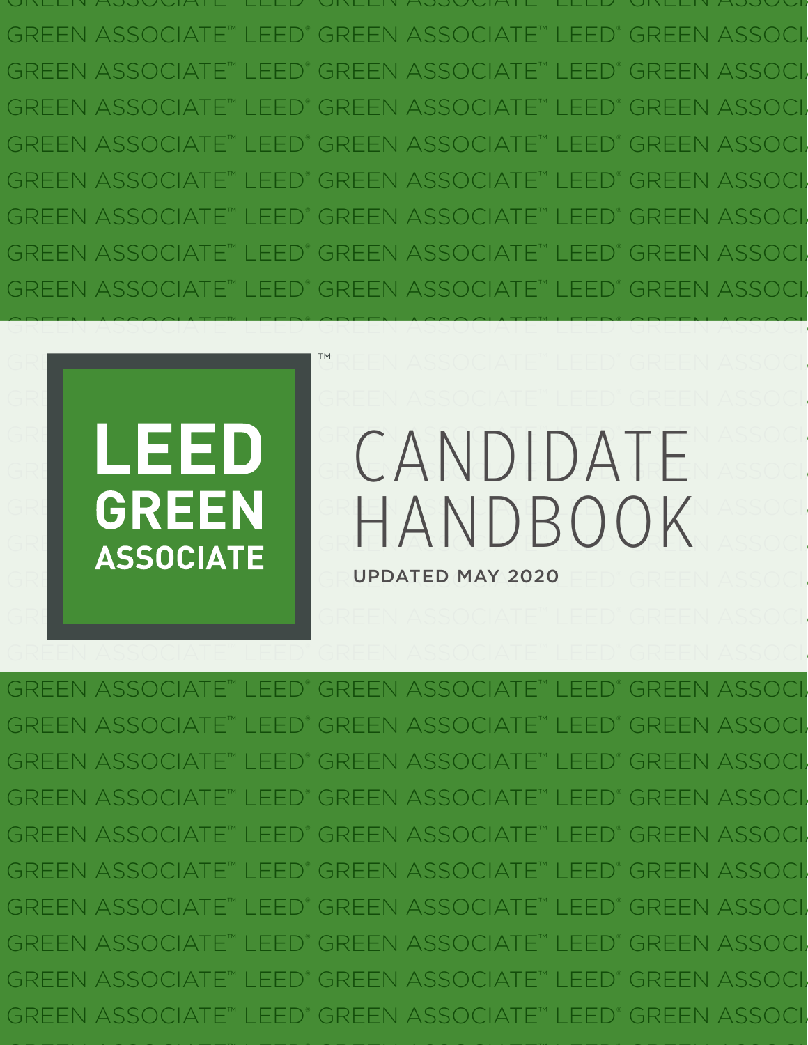# LEED GREEN ASSOCIATE™

# CANDIDATE HANDBOOK

**UPDATED MAY 2020**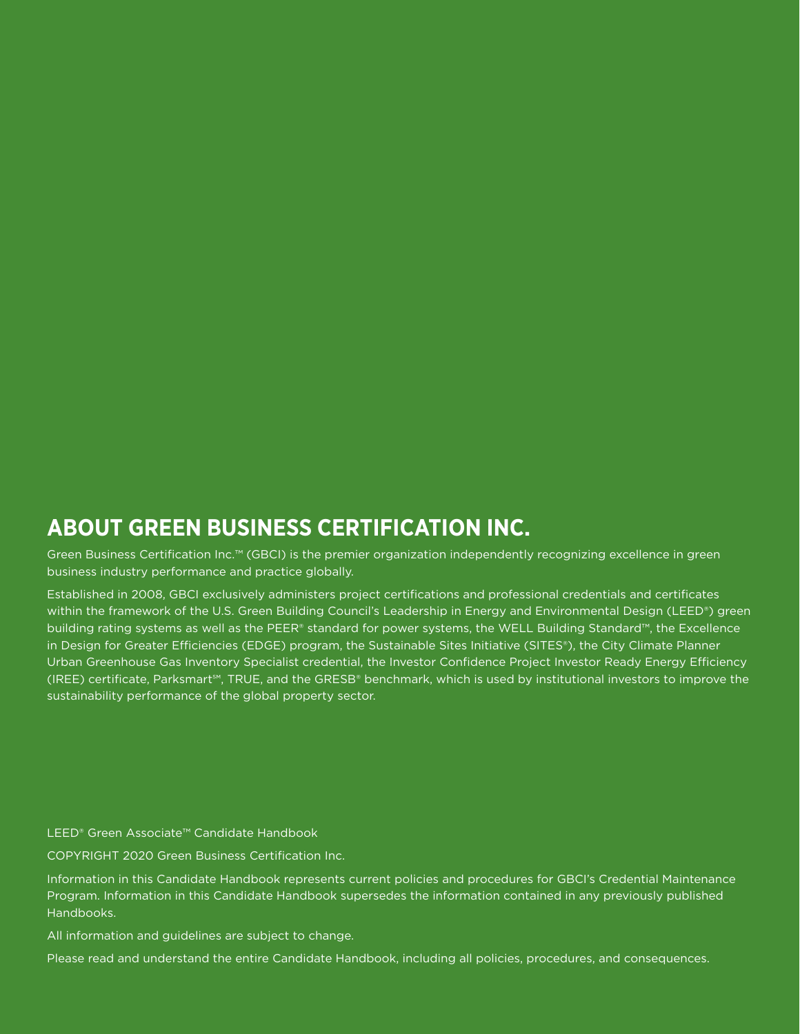## ABOUT GREEN BUSINESS CERTIFICATION INC.

Green Business Certification Inc.™ (GBCI) is the premier organization independently recognizing excellence in green business industry performance and practice globally.

Established in 2008, GBCI exclusively administers project certifications and professional credentials and certificates within the framework of the U.S. Green Building Council's Leadership in Energy and Environmental Design (LEED®) green building rating systems as well as the PEER® standard for power systems, the WELL Building Standard™, the Excellence in Design for Greater Efficiencies (EDGE) program, the Sustainable Sites Initiative (SITES®), the City Climate Planner Urban Greenhouse Gas Inventory Specialist credential, the Investor Confidence Project Investor Ready Energy Efficiency (IREE) certificate, Parksmart℠, TRUE, and the GRESB® benchmark, which is used by institutional investors to improve the sustainability performance of the global property sector.

LEED® Green Associate™ Candidate Handbook

COPYRIGHT 2020 Green Business Certification Inc.

Information in this Candidate Handbook represents current policies and procedures for GBCI's Credential Maintenance Program. Information in this Candidate Handbook supersedes the information contained in any previously published Handbooks.

All information and guidelines are subject to change.

Please read and understand the entire Candidate Handbook, including all policies, procedures, and consequences.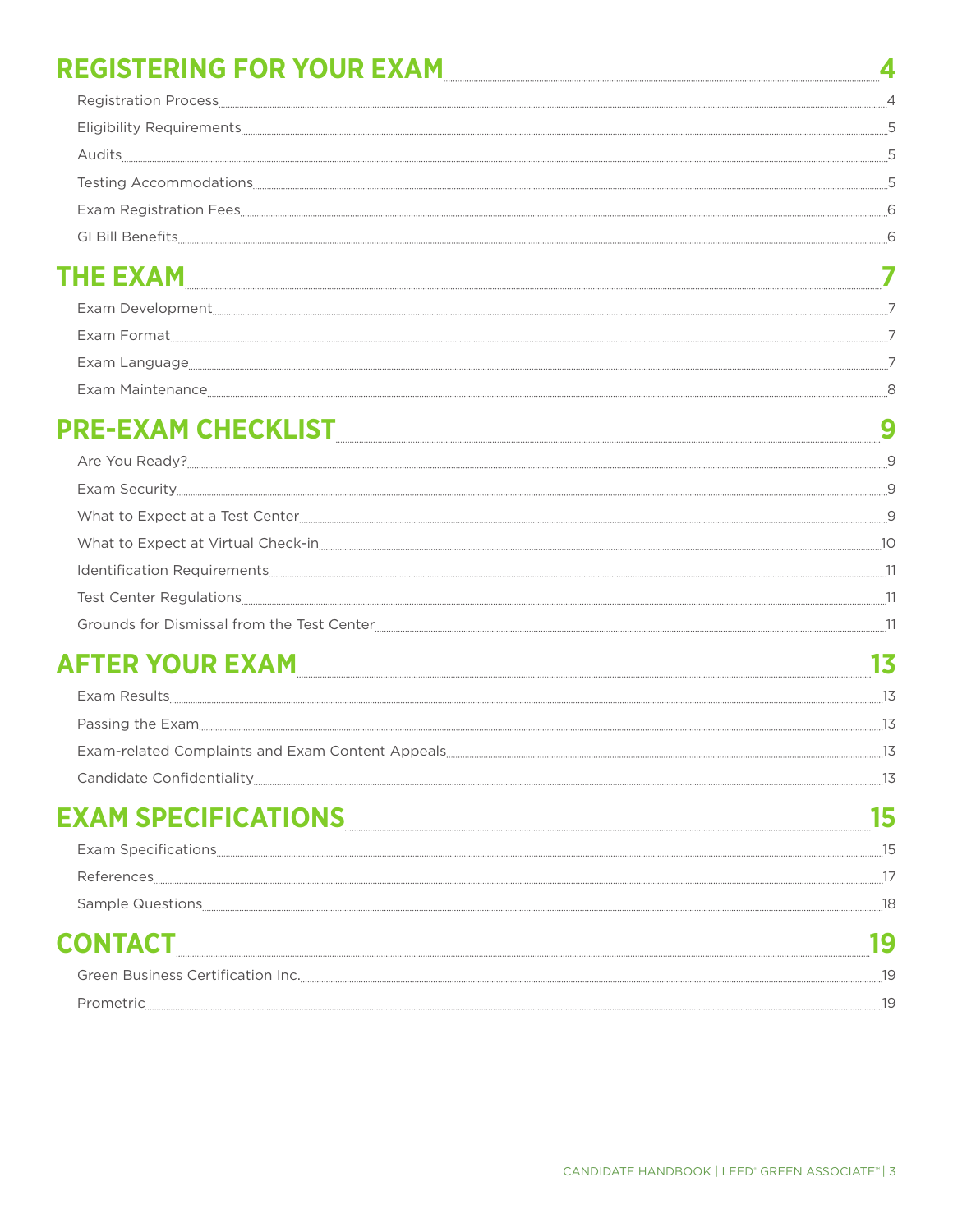## REGISTERING FOR YOUR EXAM ........ 4

- Registration Process ........ 4
- Eligibility Requirements ........ 5
- Audits ........ 5
- Testing Accommodations ........ 5
- Exam Registration Fees ........ 6
- GI Bill Benefits ........ 6

## THE EXAM ........ 7

- Exam Development ........ 7
- Exam Format ........ 7
- Exam Language ........ 7
- Exam Maintenance ........ 8

## PRE-EXAM CHECKLIST ........ 9

- Are You Ready? ........ 9
- Exam Security ........ 9
- What to Expect at a Test Center ........ 9
- What to Expect at Virtual Check-in ........ 10
- Identification Requirements ........ 11
- Test Center Regulations ........ 11
- Grounds for Dismissal from the Test Center ........ 11

## AFTER YOUR EXAM ........ 13

- Exam Results ........ 13
- Passing the Exam ........ 13
- Exam-related Complaints and Exam Content Appeals ........ 13
- Candidate Confidentiality ........ 13

## EXAM SPECIFICATIONS ........ 15

- Exam Specifications ........ 15
- References ........ 17
- Sample Questions ........ 18

## CONTACT ........ 19

- Green Business Certification Inc. ........ 19
- Prometric ........ 19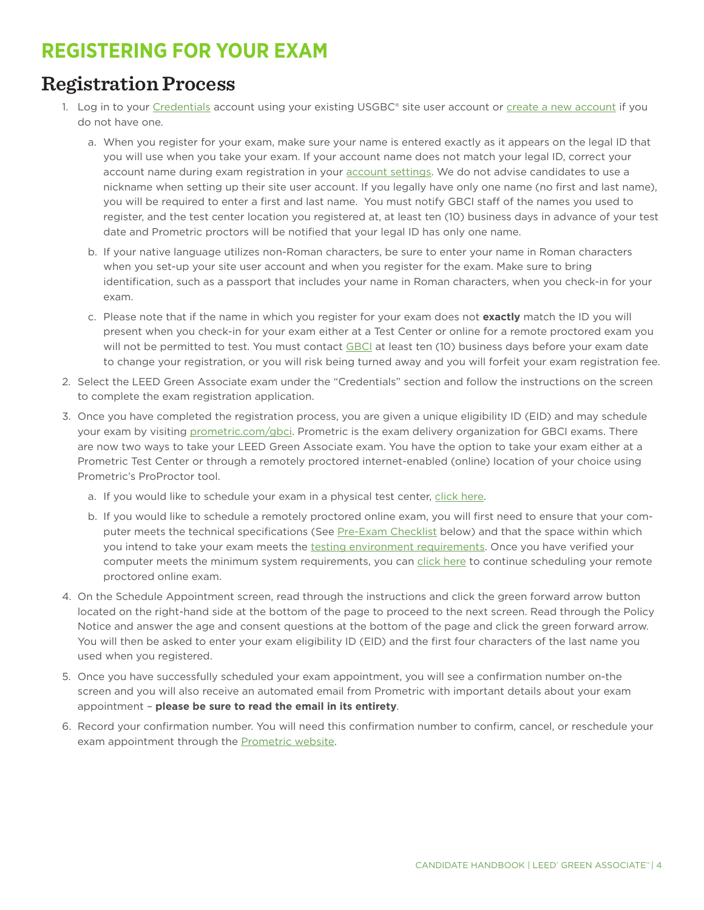# REGISTERING FOR YOUR EXAM

## Registration Process

1. Log in to your Credentials account using your existing USGBC® site user account or create a new account if you do not have one.
   a. When you register for your exam, make sure your name is entered exactly as it appears on the legal ID that you will use when you take your exam. If your account name does not match your legal ID, correct your account name during exam registration in your account settings. We do not advise candidates to use a nickname when setting up their site user account. If you legally have only one name (no first and last name), you will be required to enter a first and last name. You must notify GBCI staff of the names you used to register, and the test center location you registered at, at least ten (10) business days in advance of your test date and Prometric proctors will be notified that your legal ID has only one name.
   b. If your native language utilizes non-Roman characters, be sure to enter your name in Roman characters when you set-up your site user account and when you register for the exam. Make sure to bring identification, such as a passport that includes your name in Roman characters, when you check-in for your exam.
   c. Please note that if the name in which you register for your exam does not **exactly** match the ID you will present when you check-in for your exam either at a Test Center or online for a remote proctored exam you will not be permitted to test. You must contact GBCI at least ten (10) business days before your exam date to change your registration, or you will risk being turned away and you will forfeit your exam registration fee.
2. Select the LEED Green Associate exam under the "Credentials" section and follow the instructions on the screen to complete the exam registration application.
3. Once you have completed the registration process, you are given a unique eligibility ID (EID) and may schedule your exam by visiting prometric.com/gbci. Prometric is the exam delivery organization for GBCI exams. There are now two ways to take your LEED Green Associate exam. You have the option to take your exam either at a Prometric Test Center or through a remotely proctored internet-enabled (online) location of your choice using Prometric's ProProctor tool.
   a. If you would like to schedule your exam in a physical test center, click here.
   b. If you would like to schedule a remotely proctored online exam, you will first need to ensure that your computer meets the technical specifications (See Pre-Exam Checklist below) and that the space within which you intend to take your exam meets the testing environment requirements. Once you have verified your computer meets the minimum system requirements, you can click here to continue scheduling your remote proctored online exam.
4. On the Schedule Appointment screen, read through the instructions and click the green forward arrow button located on the right-hand side at the bottom of the page to proceed to the next screen. Read through the Policy Notice and answer the age and consent questions at the bottom of the page and click the green forward arrow. You will then be asked to enter your exam eligibility ID (EID) and the first four characters of the last name you used when you registered.
5. Once you have successfully scheduled your exam appointment, you will see a confirmation number on-the screen and you will also receive an automated email from Prometric with important details about your exam appointment – **please be sure to read the email in its entirety**.
6. Record your confirmation number. You will need this confirmation number to confirm, cancel, or reschedule your exam appointment through the Prometric website.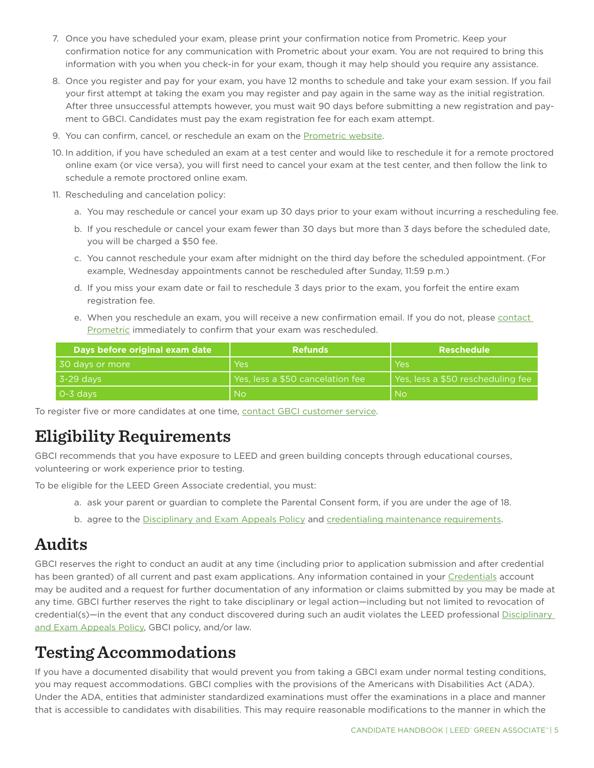7. Once you have scheduled your exam, please print your confirmation notice from Prometric. Keep your confirmation notice for any communication with Prometric about your exam. You are not required to bring this information with you when you check-in for your exam, though it may help should you require any assistance.
8. Once you register and pay for your exam, you have 12 months to schedule and take your exam session. If you fail your first attempt at taking the exam you may register and pay again in the same way as the initial registration. After three unsuccessful attempts however, you must wait 90 days before submitting a new registration and payment to GBCI. Candidates must pay the exam registration fee for each exam attempt.
9. You can confirm, cancel, or reschedule an exam on the [Prometric website](#).
10. In addition, if you have scheduled an exam at a test center and would like to reschedule it for a remote proctored online exam (or vice versa), you will first need to cancel your exam at the test center, and then follow the link to schedule a remote proctored online exam.
11. Rescheduling and cancelation policy:
    a. You may reschedule or cancel your exam up 30 days prior to your exam without incurring a rescheduling fee.
    b. If you reschedule or cancel your exam fewer than 30 days but more than 3 days before the scheduled date, you will be charged a $50 fee.
    c. You cannot reschedule your exam after midnight on the third day before the scheduled appointment. (For example, Wednesday appointments cannot be rescheduled after Sunday, 11:59 p.m.)
    d. If you miss your exam date or fail to reschedule 3 days prior to the exam, you forfeit the entire exam registration fee.
    e. When you reschedule an exam, you will receive a new confirmation email. If you do not, please [contact Prometric](#) immediately to confirm that your exam was rescheduled.

| Days before original exam date | Refunds | Reschedule |
|---|---|---|
| 30 days or more | Yes | Yes |
| 3-29 days | Yes, less a $50 cancelation fee | Yes, less a $50 rescheduling fee |
| 0-3 days | No | No |

To register five or more candidates at one time, [contact GBCI customer service](#).

# Eligibility Requirements

GBCI recommends that you have exposure to LEED and green building concepts through educational courses, volunteering or work experience prior to testing.

To be eligible for the LEED Green Associate credential, you must:

a. ask your parent or guardian to complete the Parental Consent form, if you are under the age of 18.
b. agree to the [Disciplinary and Exam Appeals Policy](#) and [credentialing maintenance requirements](#).

# Audits

GBCI reserves the right to conduct an audit at any time (including prior to application submission and after credential has been granted) of all current and past exam applications. Any information contained in your [Credentials](#) account may be audited and a request for further documentation of any information or claims submitted by you may be made at any time. GBCI further reserves the right to take disciplinary or legal action—including but not limited to revocation of credential(s)—in the event that any conduct discovered during such an audit violates the LEED professional [Disciplinary and Exam Appeals Policy](#), GBCI policy, and/or law.

# Testing Accommodations

If you have a documented disability that would prevent you from taking a GBCI exam under normal testing conditions, you may request accommodations. GBCI complies with the provisions of the Americans with Disabilities Act (ADA). Under the ADA, entities that administer standardized examinations must offer the examinations in a place and manner that is accessible to candidates with disabilities. This may require reasonable modifications to the manner in which the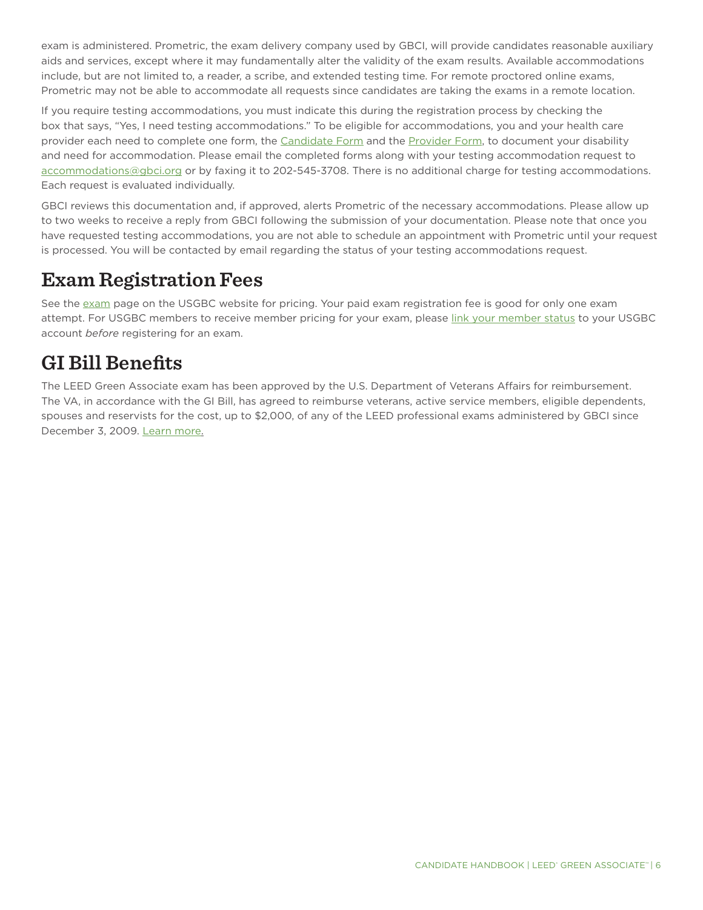exam is administered. Prometric, the exam delivery company used by GBCI, will provide candidates reasonable auxiliary aids and services, except where it may fundamentally alter the validity of the exam results. Available accommodations include, but are not limited to, a reader, a scribe, and extended testing time. For remote proctored online exams, Prometric may not be able to accommodate all requests since candidates are taking the exams in a remote location.

If you require testing accommodations, you must indicate this during the registration process by checking the box that says, "Yes, I need testing accommodations." To be eligible for accommodations, you and your health care provider each need to complete one form, the Candidate Form and the Provider Form, to document your disability and need for accommodation. Please email the completed forms along with your testing accommodation request to accommodations@gbci.org or by faxing it to 202-545-3708. There is no additional charge for testing accommodations. Each request is evaluated individually.

GBCI reviews this documentation and, if approved, alerts Prometric of the necessary accommodations. Please allow up to two weeks to receive a reply from GBCI following the submission of your documentation. Please note that once you have requested testing accommodations, you are not able to schedule an appointment with Prometric until your request is processed. You will be contacted by email regarding the status of your testing accommodations request.

## Exam Registration Fees

See the exam page on the USGBC website for pricing. Your paid exam registration fee is good for only one exam attempt. For USGBC members to receive member pricing for your exam, please link your member status to your USGBC account *before* registering for an exam.

## GI Bill Benefits

The LEED Green Associate exam has been approved by the U.S. Department of Veterans Affairs for reimbursement. The VA, in accordance with the GI Bill, has agreed to reimburse veterans, active service members, eligible dependents, spouses and reservists for the cost, up to $2,000, of any of the LEED professional exams administered by GBCI since December 3, 2009. Learn more.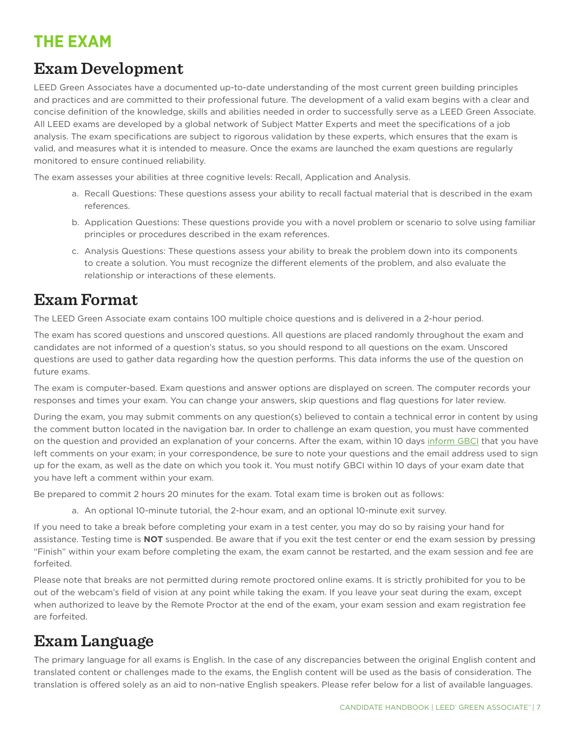# THE EXAM

## Exam Development

LEED Green Associates have a documented up-to-date understanding of the most current green building principles and practices and are committed to their professional future. The development of a valid exam begins with a clear and concise definition of the knowledge, skills and abilities needed in order to successfully serve as a LEED Green Associate. All LEED exams are developed by a global network of Subject Matter Experts and meet the specifications of a job analysis. The exam specifications are subject to rigorous validation by these experts, which ensures that the exam is valid, and measures what it is intended to measure. Once the exams are launched the exam questions are regularly monitored to ensure continued reliability.

The exam assesses your abilities at three cognitive levels: Recall, Application and Analysis.

a. Recall Questions: These questions assess your ability to recall factual material that is described in the exam references.

b. Application Questions: These questions provide you with a novel problem or scenario to solve using familiar principles or procedures described in the exam references.

c. Analysis Questions: These questions assess your ability to break the problem down into its components to create a solution. You must recognize the different elements of the problem, and also evaluate the relationship or interactions of these elements.

## Exam Format

The LEED Green Associate exam contains 100 multiple choice questions and is delivered in a 2-hour period.

The exam has scored questions and unscored questions. All questions are placed randomly throughout the exam and candidates are not informed of a question's status, so you should respond to all questions on the exam. Unscored questions are used to gather data regarding how the question performs. This data informs the use of the question on future exams.

The exam is computer-based. Exam questions and answer options are displayed on screen. The computer records your responses and times your exam. You can change your answers, skip questions and flag questions for later review.

During the exam, you may submit comments on any question(s) believed to contain a technical error in content by using the comment button located in the navigation bar. In order to challenge an exam question, you must have commented on the question and provided an explanation of your concerns. After the exam, within 10 days inform GBCI that you have left comments on your exam; in your correspondence, be sure to note your questions and the email address used to sign up for the exam, as well as the date on which you took it. You must notify GBCI within 10 days of your exam date that you have left a comment within your exam.

Be prepared to commit 2 hours 20 minutes for the exam. Total exam time is broken out as follows:

a. An optional 10-minute tutorial, the 2-hour exam, and an optional 10-minute exit survey.

If you need to take a break before completing your exam in a test center, you may do so by raising your hand for assistance. Testing time is **NOT** suspended. Be aware that if you exit the test center or end the exam session by pressing "Finish" within your exam before completing the exam, the exam cannot be restarted, and the exam session and fee are forfeited.

Please note that breaks are not permitted during remote proctored online exams. It is strictly prohibited for you to be out of the webcam's field of vision at any point while taking the exam. If you leave your seat during the exam, except when authorized to leave by the Remote Proctor at the end of the exam, your exam session and exam registration fee are forfeited.

## Exam Language

The primary language for all exams is English. In the case of any discrepancies between the original English content and translated content or challenges made to the exams, the English content will be used as the basis of consideration. The translation is offered solely as an aid to non-native English speakers. Please refer below for a list of available languages.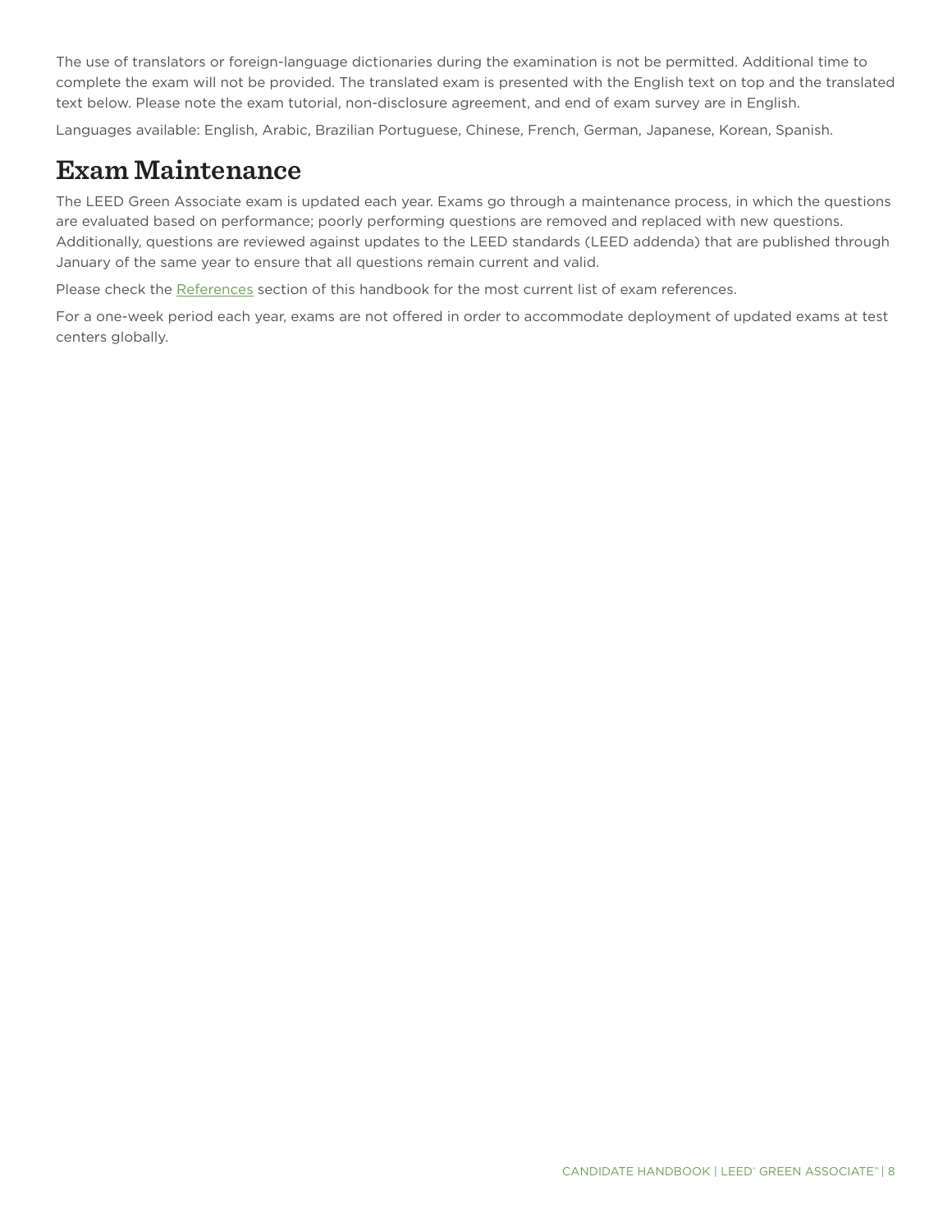The use of translators or foreign-language dictionaries during the examination is not be permitted. Additional time to complete the exam will not be provided. The translated exam is presented with the English text on top and the translated text below. Please note the exam tutorial, non-disclosure agreement, and end of exam survey are in English.

Languages available: English, Arabic, Brazilian Portuguese, Chinese, French, German, Japanese, Korean, Spanish.

## Exam Maintenance

The LEED Green Associate exam is updated each year. Exams go through a maintenance process, in which the questions are evaluated based on performance; poorly performing questions are removed and replaced with new questions. Additionally, questions are reviewed against updates to the LEED standards (LEED addenda) that are published through January of the same year to ensure that all questions remain current and valid.

Please check the References section of this handbook for the most current list of exam references.

For a one-week period each year, exams are not offered in order to accommodate deployment of updated exams at test centers globally.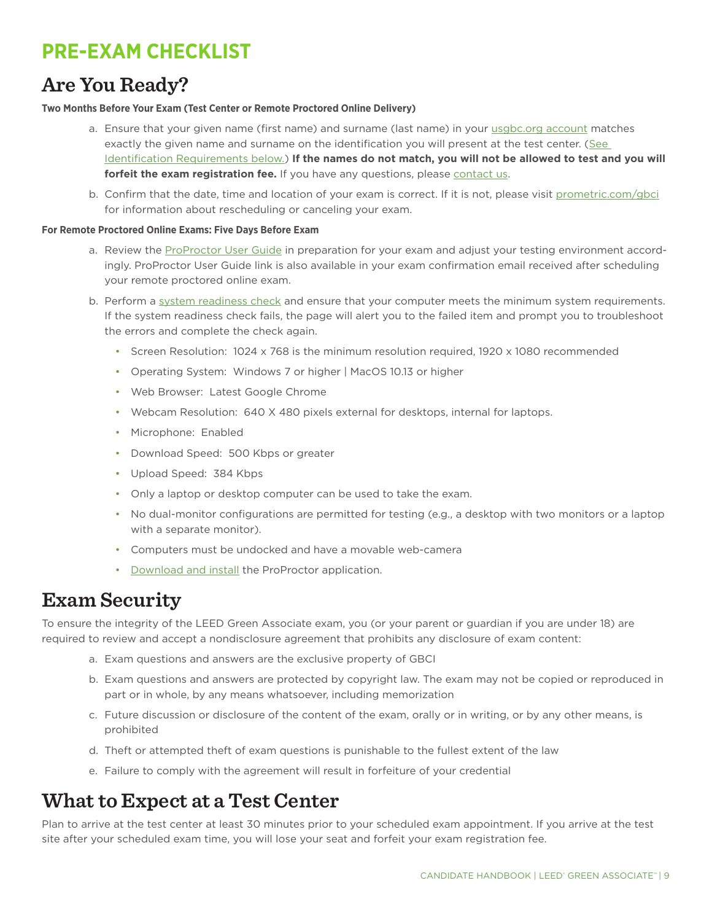# PRE-EXAM CHECKLIST

## Are You Ready?

**Two Months Before Your Exam (Test Center or Remote Proctored Online Delivery)**

a. Ensure that your given name (first name) and surname (last name) in your usgbc.org account matches exactly the given name and surname on the identification you will present at the test center. (See Identification Requirements below.) **If the names do not match, you will not be allowed to test and you will forfeit the exam registration fee.** If you have any questions, please contact us.

b. Confirm that the date, time and location of your exam is correct. If it is not, please visit prometric.com/gbci for information about rescheduling or canceling your exam.

**For Remote Proctored Online Exams: Five Days Before Exam**

a. Review the ProProctor User Guide in preparation for your exam and adjust your testing environment accordingly. ProProctor User Guide link is also available in your exam confirmation email received after scheduling your remote proctored online exam.

b. Perform a system readiness check and ensure that your computer meets the minimum system requirements. If the system readiness check fails, the page will alert you to the failed item and prompt you to troubleshoot the errors and complete the check again.

- Screen Resolution: 1024 x 768 is the minimum resolution required, 1920 x 1080 recommended
- Operating System: Windows 7 or higher | MacOS 10.13 or higher
- Web Browser: Latest Google Chrome
- Webcam Resolution: 640 X 480 pixels external for desktops, internal for laptops.
- Microphone: Enabled
- Download Speed: 500 Kbps or greater
- Upload Speed: 384 Kbps
- Only a laptop or desktop computer can be used to take the exam.
- No dual-monitor configurations are permitted for testing (e.g., a desktop with two monitors or a laptop with a separate monitor).
- Computers must be undocked and have a movable web-camera
- Download and install the ProProctor application.

## Exam Security

To ensure the integrity of the LEED Green Associate exam, you (or your parent or guardian if you are under 18) are required to review and accept a nondisclosure agreement that prohibits any disclosure of exam content:

a. Exam questions and answers are the exclusive property of GBCI

b. Exam questions and answers are protected by copyright law. The exam may not be copied or reproduced in part or in whole, by any means whatsoever, including memorization

c. Future discussion or disclosure of the content of the exam, orally or in writing, or by any other means, is prohibited

d. Theft or attempted theft of exam questions is punishable to the fullest extent of the law

e. Failure to comply with the agreement will result in forfeiture of your credential

## What to Expect at a Test Center

Plan to arrive at the test center at least 30 minutes prior to your scheduled exam appointment. If you arrive at the test site after your scheduled exam time, you will lose your seat and forfeit your exam registration fee.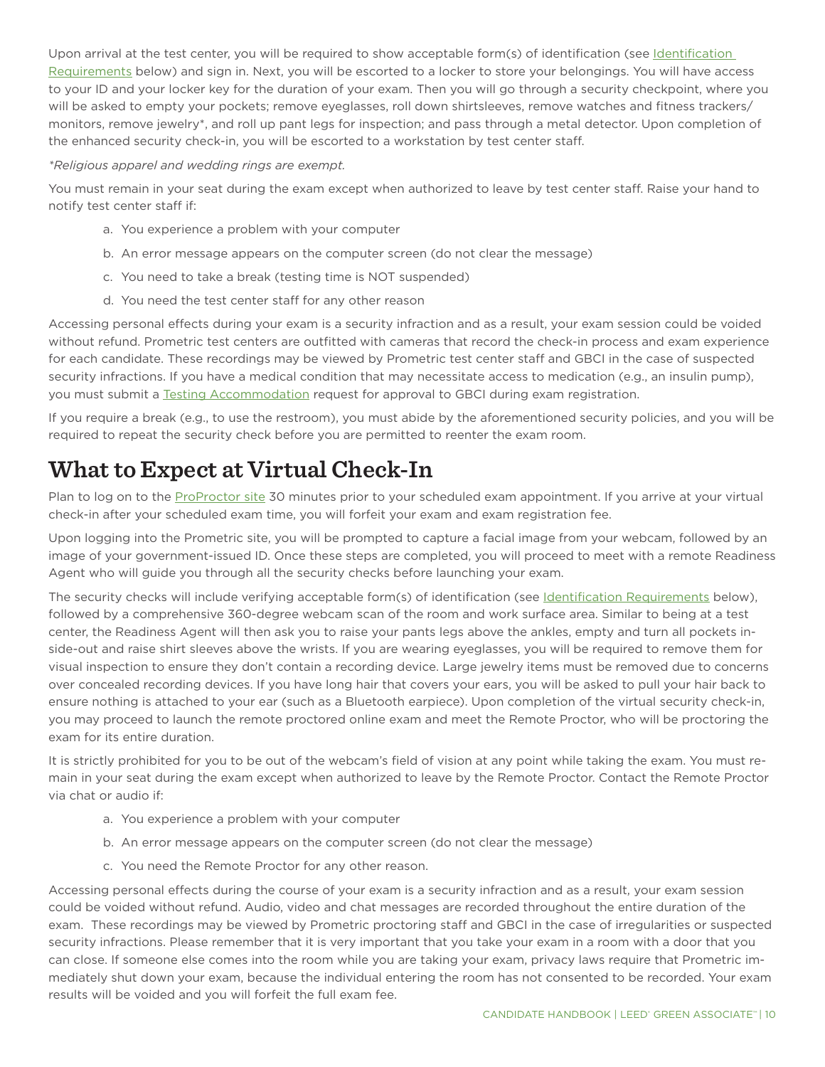Upon arrival at the test center, you will be required to show acceptable form(s) of identification (see Identification Requirements below) and sign in. Next, you will be escorted to a locker to store your belongings. You will have access to your ID and your locker key for the duration of your exam. Then you will go through a security checkpoint, where you will be asked to empty your pockets; remove eyeglasses, roll down shirtsleeves, remove watches and fitness trackers/ monitors, remove jewelry*, and roll up pant legs for inspection; and pass through a metal detector. Upon completion of the enhanced security check-in, you will be escorted to a workstation by test center staff.

*\*Religious apparel and wedding rings are exempt.*

You must remain in your seat during the exam except when authorized to leave by test center staff. Raise your hand to notify test center staff if:

a. You experience a problem with your computer
b. An error message appears on the computer screen (do not clear the message)
c. You need to take a break (testing time is NOT suspended)
d. You need the test center staff for any other reason

Accessing personal effects during your exam is a security infraction and as a result, your exam session could be voided without refund. Prometric test centers are outfitted with cameras that record the check-in process and exam experience for each candidate. These recordings may be viewed by Prometric test center staff and GBCI in the case of suspected security infractions. If you have a medical condition that may necessitate access to medication (e.g., an insulin pump), you must submit a Testing Accommodation request for approval to GBCI during exam registration.

If you require a break (e.g., to use the restroom), you must abide by the aforementioned security policies, and you will be required to repeat the security check before you are permitted to reenter the exam room.

# What to Expect at Virtual Check-In

Plan to log on to the ProProctor site 30 minutes prior to your scheduled exam appointment. If you arrive at your virtual check-in after your scheduled exam time, you will forfeit your exam and exam registration fee.

Upon logging into the Prometric site, you will be prompted to capture a facial image from your webcam, followed by an image of your government-issued ID. Once these steps are completed, you will proceed to meet with a remote Readiness Agent who will guide you through all the security checks before launching your exam.

The security checks will include verifying acceptable form(s) of identification (see Identification Requirements below), followed by a comprehensive 360-degree webcam scan of the room and work surface area. Similar to being at a test center, the Readiness Agent will then ask you to raise your pants legs above the ankles, empty and turn all pockets inside-out and raise shirt sleeves above the wrists. If you are wearing eyeglasses, you will be required to remove them for visual inspection to ensure they don't contain a recording device. Large jewelry items must be removed due to concerns over concealed recording devices. If you have long hair that covers your ears, you will be asked to pull your hair back to ensure nothing is attached to your ear (such as a Bluetooth earpiece). Upon completion of the virtual security check-in, you may proceed to launch the remote proctored online exam and meet the Remote Proctor, who will be proctoring the exam for its entire duration.

It is strictly prohibited for you to be out of the webcam's field of vision at any point while taking the exam. You must remain in your seat during the exam except when authorized to leave by the Remote Proctor. Contact the Remote Proctor via chat or audio if:

a. You experience a problem with your computer
b. An error message appears on the computer screen (do not clear the message)
c. You need the Remote Proctor for any other reason.

Accessing personal effects during the course of your exam is a security infraction and as a result, your exam session could be voided without refund. Audio, video and chat messages are recorded throughout the entire duration of the exam. These recordings may be viewed by Prometric proctoring staff and GBCI in the case of irregularities or suspected security infractions. Please remember that it is very important that you take your exam in a room with a door that you can close. If someone else comes into the room while you are taking your exam, privacy laws require that Prometric immediately shut down your exam, because the individual entering the room has not consented to be recorded. Your exam results will be voided and you will forfeit the full exam fee.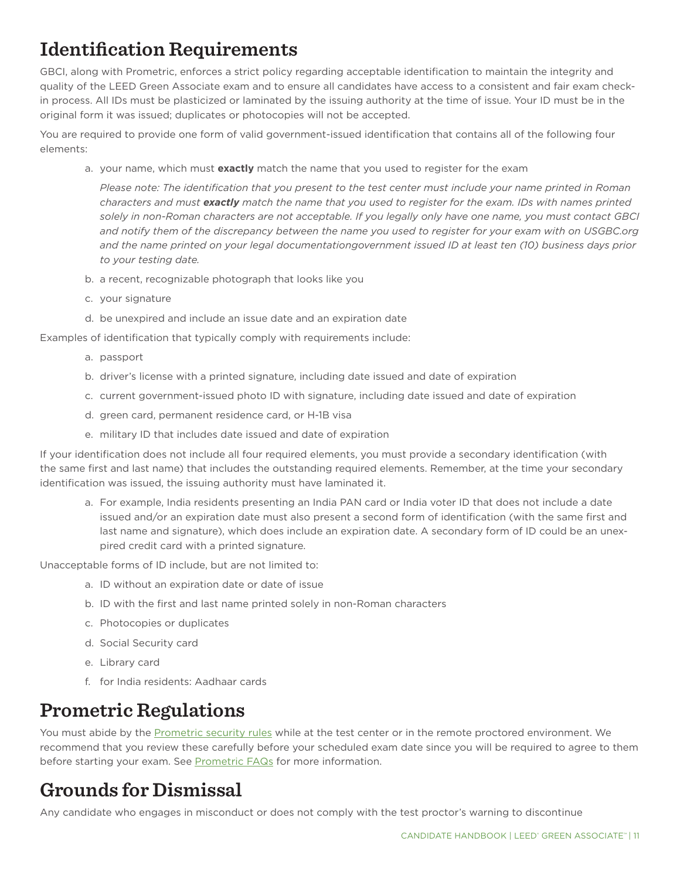## Identification Requirements

GBCI, along with Prometric, enforces a strict policy regarding acceptable identification to maintain the integrity and quality of the LEED Green Associate exam and to ensure all candidates have access to a consistent and fair exam check-in process. All IDs must be plasticized or laminated by the issuing authority at the time of issue. Your ID must be in the original form it was issued; duplicates or photocopies will not be accepted.

You are required to provide one form of valid government-issued identification that contains all of the following four elements:

a. your name, which must **exactly** match the name that you used to register for the exam

   *Please note: The identification that you present to the test center must include your name printed in Roman characters and must **exactly** match the name that you used to register for the exam. IDs with names printed solely in non-Roman characters are not acceptable. If you legally only have one name, you must contact GBCI and notify them of the discrepancy between the name you used to register for your exam with on USGBC.org and the name printed on your legal documentationgovernment issued ID at least ten (10) business days prior to your testing date.*

b. a recent, recognizable photograph that looks like you

c. your signature

d. be unexpired and include an issue date and an expiration date

Examples of identification that typically comply with requirements include:

a. passport

b. driver's license with a printed signature, including date issued and date of expiration

c. current government-issued photo ID with signature, including date issued and date of expiration

d. green card, permanent residence card, or H-1B visa

e. military ID that includes date issued and date of expiration

If your identification does not include all four required elements, you must provide a secondary identification (with the same first and last name) that includes the outstanding required elements. Remember, at the time your secondary identification was issued, the issuing authority must have laminated it.

a. For example, India residents presenting an India PAN card or India voter ID that does not include a date issued and/or an expiration date must also present a second form of identification (with the same first and last name and signature), which does include an expiration date. A secondary form of ID could be an unexpired credit card with a printed signature.

Unacceptable forms of ID include, but are not limited to:

a. ID without an expiration date or date of issue

b. ID with the first and last name printed solely in non-Roman characters

c. Photocopies or duplicates

d. Social Security card

e. Library card

f. for India residents: Aadhaar cards

## Prometric Regulations

You must abide by the Prometric security rules while at the test center or in the remote proctored environment. We recommend that you review these carefully before your scheduled exam date since you will be required to agree to them before starting your exam. See Prometric FAQs for more information.

## Grounds for Dismissal

Any candidate who engages in misconduct or does not comply with the test proctor's warning to discontinue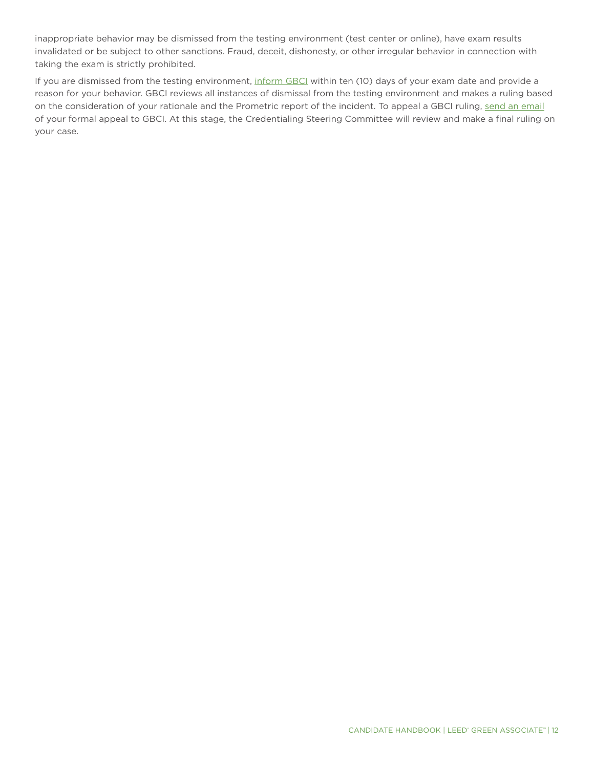inappropriate behavior may be dismissed from the testing environment (test center or online), have exam results invalidated or be subject to other sanctions. Fraud, deceit, dishonesty, or other irregular behavior in connection with taking the exam is strictly prohibited.

If you are dismissed from the testing environment, inform GBCI within ten (10) days of your exam date and provide a reason for your behavior. GBCI reviews all instances of dismissal from the testing environment and makes a ruling based on the consideration of your rationale and the Prometric report of the incident. To appeal a GBCI ruling, send an email of your formal appeal to GBCI. At this stage, the Credentialing Steering Committee will review and make a final ruling on your case.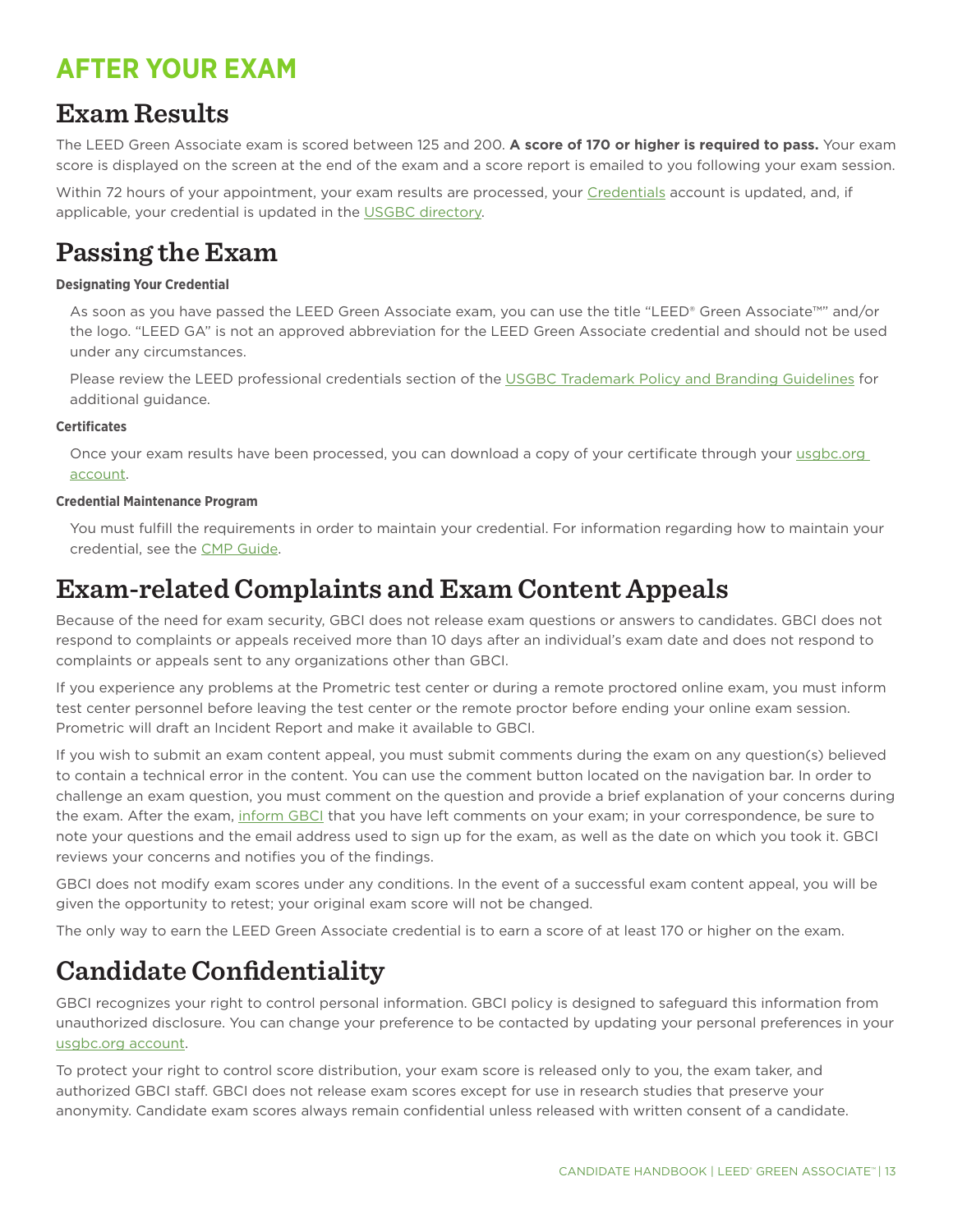# AFTER YOUR EXAM

## Exam Results

The LEED Green Associate exam is scored between 125 and 200. **A score of 170 or higher is required to pass.** Your exam score is displayed on the screen at the end of the exam and a score report is emailed to you following your exam session.

Within 72 hours of your appointment, your exam results are processed, your Credentials account is updated, and, if applicable, your credential is updated in the USGBC directory.

## Passing the Exam

#### Designating Your Credential

As soon as you have passed the LEED Green Associate exam, you can use the title "LEED® Green Associate™" and/or the logo. "LEED GA" is not an approved abbreviation for the LEED Green Associate credential and should not be used under any circumstances.

Please review the LEED professional credentials section of the USGBC Trademark Policy and Branding Guidelines for additional guidance.

#### Certificates

Once your exam results have been processed, you can download a copy of your certificate through your usgbc.org account.

#### Credential Maintenance Program

You must fulfill the requirements in order to maintain your credential. For information regarding how to maintain your credential, see the CMP Guide.

## Exam-related Complaints and Exam Content Appeals

Because of the need for exam security, GBCI does not release exam questions or answers to candidates. GBCI does not respond to complaints or appeals received more than 10 days after an individual's exam date and does not respond to complaints or appeals sent to any organizations other than GBCI.

If you experience any problems at the Prometric test center or during a remote proctored online exam, you must inform test center personnel before leaving the test center or the remote proctor before ending your online exam session. Prometric will draft an Incident Report and make it available to GBCI.

If you wish to submit an exam content appeal, you must submit comments during the exam on any question(s) believed to contain a technical error in the content. You can use the comment button located on the navigation bar. In order to challenge an exam question, you must comment on the question and provide a brief explanation of your concerns during the exam. After the exam, inform GBCI that you have left comments on your exam; in your correspondence, be sure to note your questions and the email address used to sign up for the exam, as well as the date on which you took it. GBCI reviews your concerns and notifies you of the findings.

GBCI does not modify exam scores under any conditions. In the event of a successful exam content appeal, you will be given the opportunity to retest; your original exam score will not be changed.

The only way to earn the LEED Green Associate credential is to earn a score of at least 170 or higher on the exam.

## Candidate Confidentiality

GBCI recognizes your right to control personal information. GBCI policy is designed to safeguard this information from unauthorized disclosure. You can change your preference to be contacted by updating your personal preferences in your usgbc.org account.

To protect your right to control score distribution, your exam score is released only to you, the exam taker, and authorized GBCI staff. GBCI does not release exam scores except for use in research studies that preserve your anonymity. Candidate exam scores always remain confidential unless released with written consent of a candidate.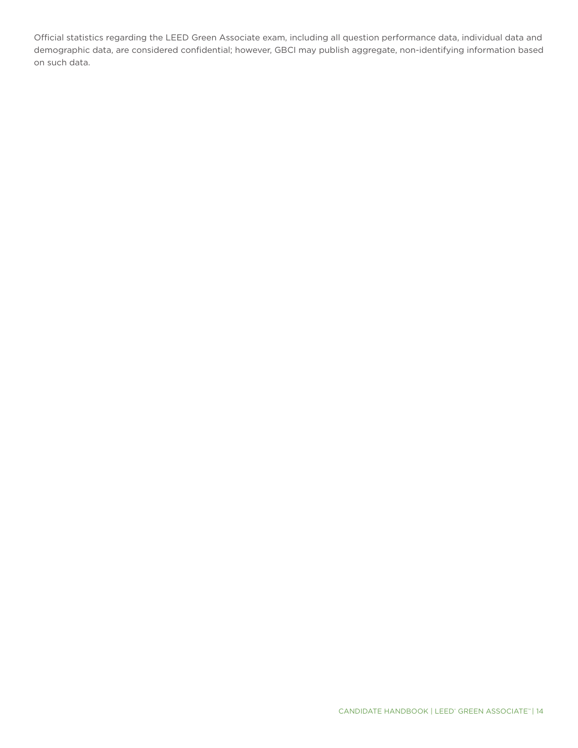Official statistics regarding the LEED Green Associate exam, including all question performance data, individual data and demographic data, are considered confidential; however, GBCI may publish aggregate, non-identifying information based on such data.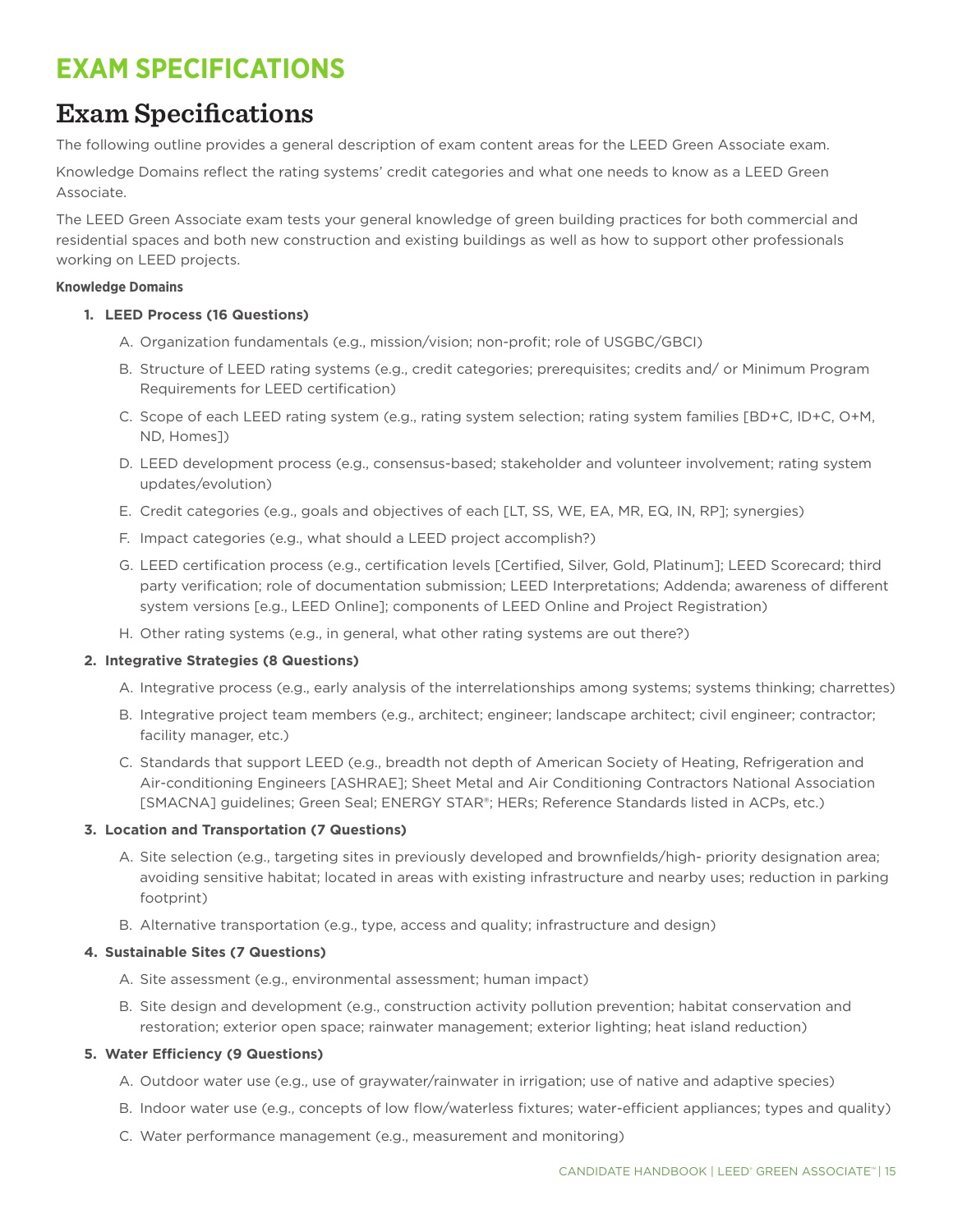# EXAM SPECIFICATIONS

## Exam Specifications

The following outline provides a general description of exam content areas for the LEED Green Associate exam.

Knowledge Domains reflect the rating systems' credit categories and what one needs to know as a LEED Green Associate.

The LEED Green Associate exam tests your general knowledge of green building practices for both commercial and residential spaces and both new construction and existing buildings as well as how to support other professionals working on LEED projects.

**Knowledge Domains**

1. **LEED Process (16 Questions)**
   A. Organization fundamentals (e.g., mission/vision; non-profit; role of USGBC/GBCI)
   B. Structure of LEED rating systems (e.g., credit categories; prerequisites; credits and/ or Minimum Program Requirements for LEED certification)
   C. Scope of each LEED rating system (e.g., rating system selection; rating system families [BD+C, ID+C, O+M, ND, Homes])
   D. LEED development process (e.g., consensus-based; stakeholder and volunteer involvement; rating system updates/evolution)
   E. Credit categories (e.g., goals and objectives of each [LT, SS, WE, EA, MR, EQ, IN, RP]; synergies)
   F. Impact categories (e.g., what should a LEED project accomplish?)
   G. LEED certification process (e.g., certification levels [Certified, Silver, Gold, Platinum]; LEED Scorecard; third party verification; role of documentation submission; LEED Interpretations; Addenda; awareness of different system versions [e.g., LEED Online]; components of LEED Online and Project Registration)
   H. Other rating systems (e.g., in general, what other rating systems are out there?)

2. **Integrative Strategies (8 Questions)**
   A. Integrative process (e.g., early analysis of the interrelationships among systems; systems thinking; charrettes)
   B. Integrative project team members (e.g., architect; engineer; landscape architect; civil engineer; contractor; facility manager, etc.)
   C. Standards that support LEED (e.g., breadth not depth of American Society of Heating, Refrigeration and Air-conditioning Engineers [ASHRAE]; Sheet Metal and Air Conditioning Contractors National Association [SMACNA] guidelines; Green Seal; ENERGY STAR®; HERs; Reference Standards listed in ACPs, etc.)

3. **Location and Transportation (7 Questions)**
   A. Site selection (e.g., targeting sites in previously developed and brownfields/high- priority designation area; avoiding sensitive habitat; located in areas with existing infrastructure and nearby uses; reduction in parking footprint)
   B. Alternative transportation (e.g., type, access and quality; infrastructure and design)

4. **Sustainable Sites (7 Questions)**
   A. Site assessment (e.g., environmental assessment; human impact)
   B. Site design and development (e.g., construction activity pollution prevention; habitat conservation and restoration; exterior open space; rainwater management; exterior lighting; heat island reduction)

5. **Water Efficiency (9 Questions)**
   A. Outdoor water use (e.g., use of graywater/rainwater in irrigation; use of native and adaptive species)
   B. Indoor water use (e.g., concepts of low flow/waterless fixtures; water-efficient appliances; types and quality)
   C. Water performance management (e.g., measurement and monitoring)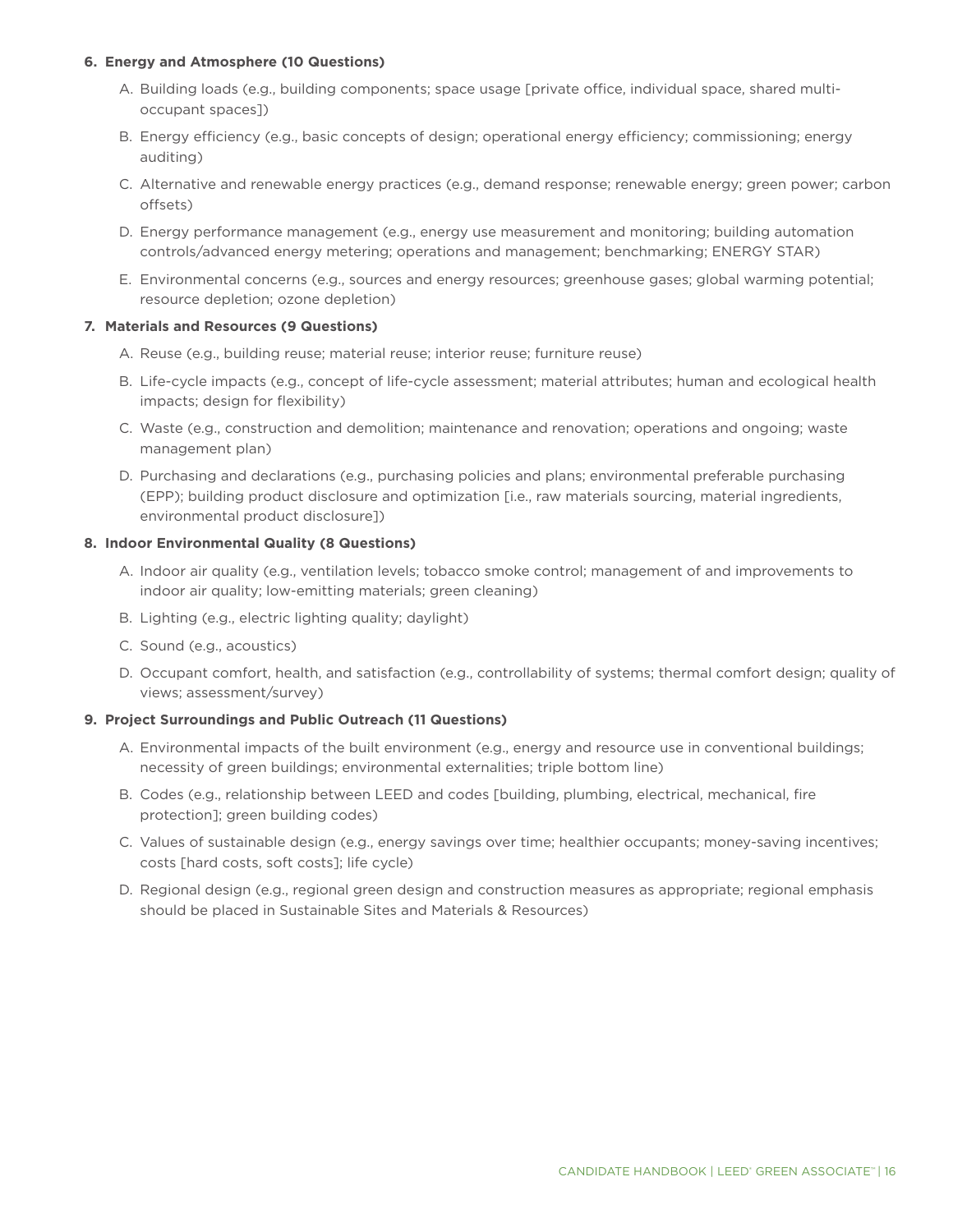**6. Energy and Atmosphere (10 Questions)**

A. Building loads (e.g., building components; space usage [private office, individual space, shared multi-occupant spaces])

B. Energy efficiency (e.g., basic concepts of design; operational energy efficiency; commissioning; energy auditing)

C. Alternative and renewable energy practices (e.g., demand response; renewable energy; green power; carbon offsets)

D. Energy performance management (e.g., energy use measurement and monitoring; building automation controls/advanced energy metering; operations and management; benchmarking; ENERGY STAR)

E. Environmental concerns (e.g., sources and energy resources; greenhouse gases; global warming potential; resource depletion; ozone depletion)

**7. Materials and Resources (9 Questions)**

A. Reuse (e.g., building reuse; material reuse; interior reuse; furniture reuse)

B. Life-cycle impacts (e.g., concept of life-cycle assessment; material attributes; human and ecological health impacts; design for flexibility)

C. Waste (e.g., construction and demolition; maintenance and renovation; operations and ongoing; waste management plan)

D. Purchasing and declarations (e.g., purchasing policies and plans; environmental preferable purchasing (EPP); building product disclosure and optimization [i.e., raw materials sourcing, material ingredients, environmental product disclosure])

**8. Indoor Environmental Quality (8 Questions)**

A. Indoor air quality (e.g., ventilation levels; tobacco smoke control; management of and improvements to indoor air quality; low-emitting materials; green cleaning)

B. Lighting (e.g., electric lighting quality; daylight)

C. Sound (e.g., acoustics)

D. Occupant comfort, health, and satisfaction (e.g., controllability of systems; thermal comfort design; quality of views; assessment/survey)

**9. Project Surroundings and Public Outreach (11 Questions)**

A. Environmental impacts of the built environment (e.g., energy and resource use in conventional buildings; necessity of green buildings; environmental externalities; triple bottom line)

B. Codes (e.g., relationship between LEED and codes [building, plumbing, electrical, mechanical, fire protection]; green building codes)

C. Values of sustainable design (e.g., energy savings over time; healthier occupants; money-saving incentives; costs [hard costs, soft costs]; life cycle)

D. Regional design (e.g., regional green design and construction measures as appropriate; regional emphasis should be placed in Sustainable Sites and Materials & Resources)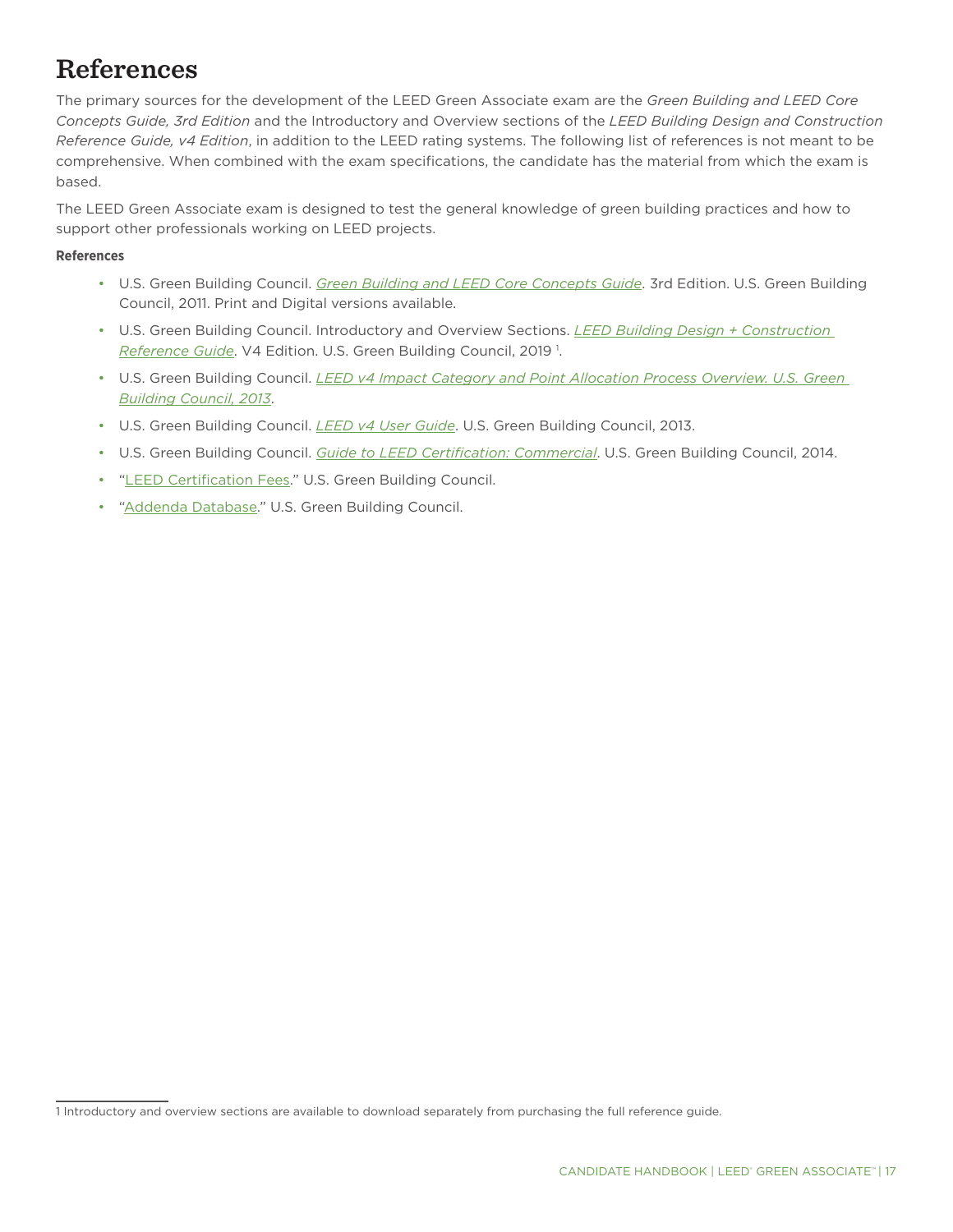# References

The primary sources for the development of the LEED Green Associate exam are the *Green Building and LEED Core Concepts Guide, 3rd Edition* and the Introductory and Overview sections of the *LEED Building Design and Construction Reference Guide, v4 Edition*, in addition to the LEED rating systems. The following list of references is not meant to be comprehensive. When combined with the exam specifications, the candidate has the material from which the exam is based.

The LEED Green Associate exam is designed to test the general knowledge of green building practices and how to support other professionals working on LEED projects.

**References**

- U.S. Green Building Council. *Green Building and LEED Core Concepts Guide*. 3rd Edition. U.S. Green Building Council, 2011. Print and Digital versions available.
- U.S. Green Building Council. Introductory and Overview Sections. *LEED Building Design + Construction Reference Guide*. V4 Edition. U.S. Green Building Council, 2019 [1].
- U.S. Green Building Council. *LEED v4 Impact Category and Point Allocation Process Overview. U.S. Green Building Council, 2013*.
- U.S. Green Building Council. *LEED v4 User Guide*. U.S. Green Building Council, 2013.
- U.S. Green Building Council. *Guide to LEED Certification: Commercial*. U.S. Green Building Council, 2014.
- "LEED Certification Fees." U.S. Green Building Council.
- "Addenda Database." U.S. Green Building Council.

---

1 Introductory and overview sections are available to download separately from purchasing the full reference guide.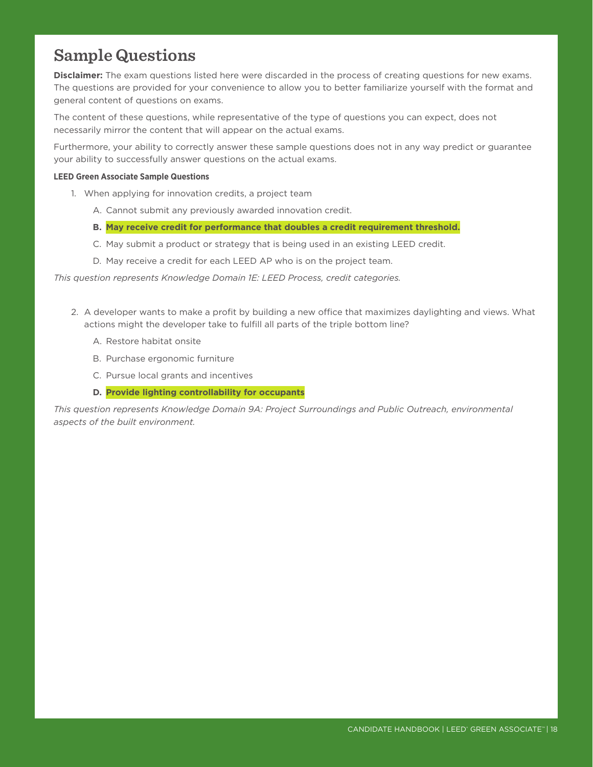# Sample Questions

**Disclaimer:** The exam questions listed here were discarded in the process of creating questions for new exams. The questions are provided for your convenience to allow you to better familiarize yourself with the format and general content of questions on exams.

The content of these questions, while representative of the type of questions you can expect, does not necessarily mirror the content that will appear on the actual exams.

Furthermore, your ability to correctly answer these sample questions does not in any way predict or guarantee your ability to successfully answer questions on the actual exams.

**LEED Green Associate Sample Questions**

1. When applying for innovation credits, a project team
   - A. Cannot submit any previously awarded innovation credit.
   - **B. May receive credit for performance that doubles a credit requirement threshold.**
   - C. May submit a product or strategy that is being used in an existing LEED credit.
   - D. May receive a credit for each LEED AP who is on the project team.

*This question represents Knowledge Domain 1E: LEED Process, credit categories.*

2. A developer wants to make a profit by building a new office that maximizes daylighting and views. What actions might the developer take to fulfill all parts of the triple bottom line?
   - A. Restore habitat onsite
   - B. Purchase ergonomic furniture
   - C. Pursue local grants and incentives
   - **D. Provide lighting controllability for occupants**

*This question represents Knowledge Domain 9A: Project Surroundings and Public Outreach, environmental aspects of the built environment.*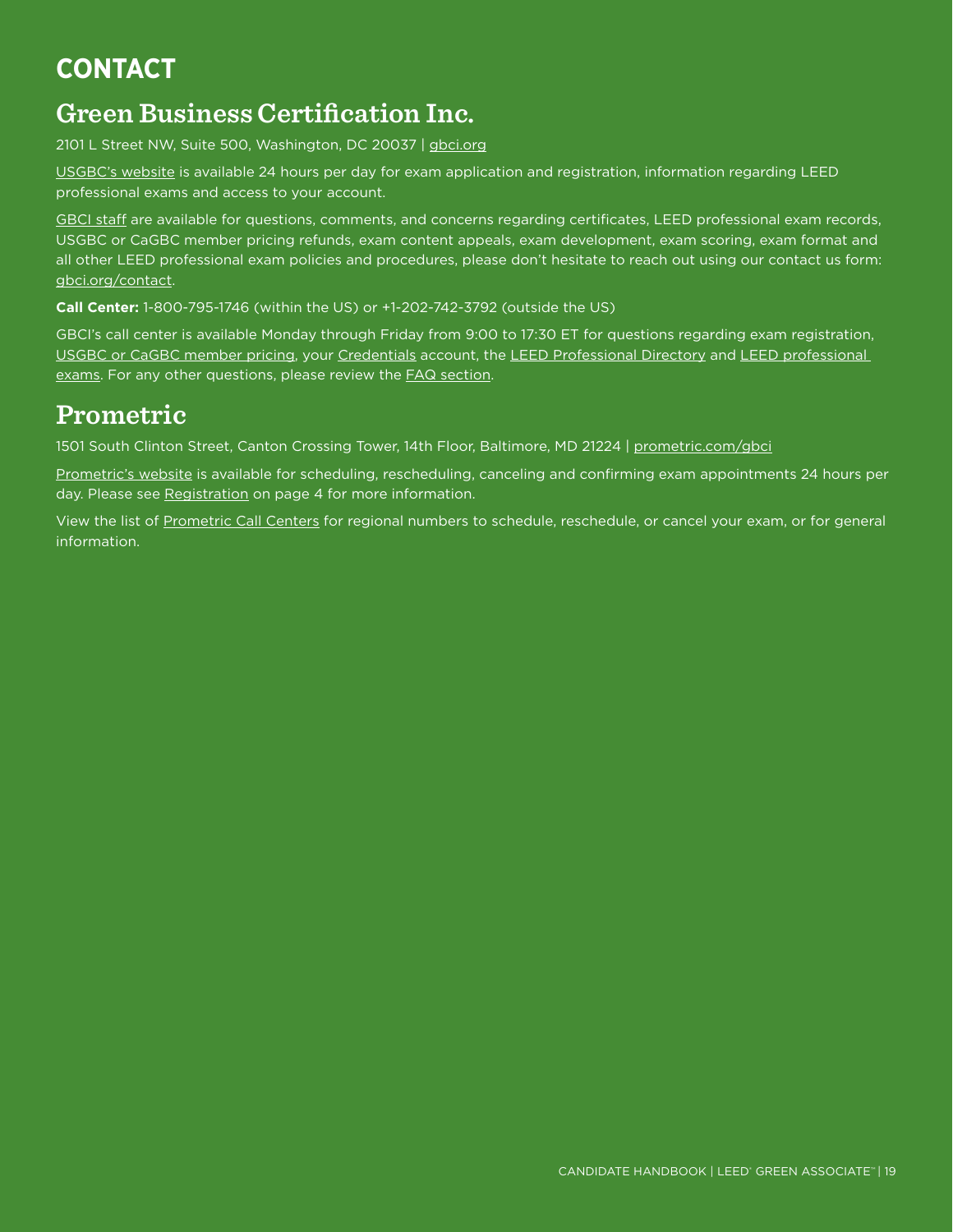# CONTACT

## Green Business Certification Inc.

2101 L Street NW, Suite 500, Washington, DC 20037 | gbci.org

USGBC's website is available 24 hours per day for exam application and registration, information regarding LEED professional exams and access to your account.

GBCI staff are available for questions, comments, and concerns regarding certificates, LEED professional exam records, USGBC or CaGBC member pricing refunds, exam content appeals, exam development, exam scoring, exam format and all other LEED professional exam policies and procedures, please don't hesitate to reach out using our contact us form: gbci.org/contact.

**Call Center:** 1-800-795-1746 (within the US) or +1-202-742-3792 (outside the US)

GBCI's call center is available Monday through Friday from 9:00 to 17:30 ET for questions regarding exam registration, USGBC or CaGBC member pricing, your Credentials account, the LEED Professional Directory and LEED professional exams. For any other questions, please review the FAQ section.

## Prometric

1501 South Clinton Street, Canton Crossing Tower, 14th Floor, Baltimore, MD 21224 | prometric.com/gbci

Prometric's website is available for scheduling, rescheduling, canceling and confirming exam appointments 24 hours per day. Please see Registration on page 4 for more information.

View the list of Prometric Call Centers for regional numbers to schedule, reschedule, or cancel your exam, or for general information.